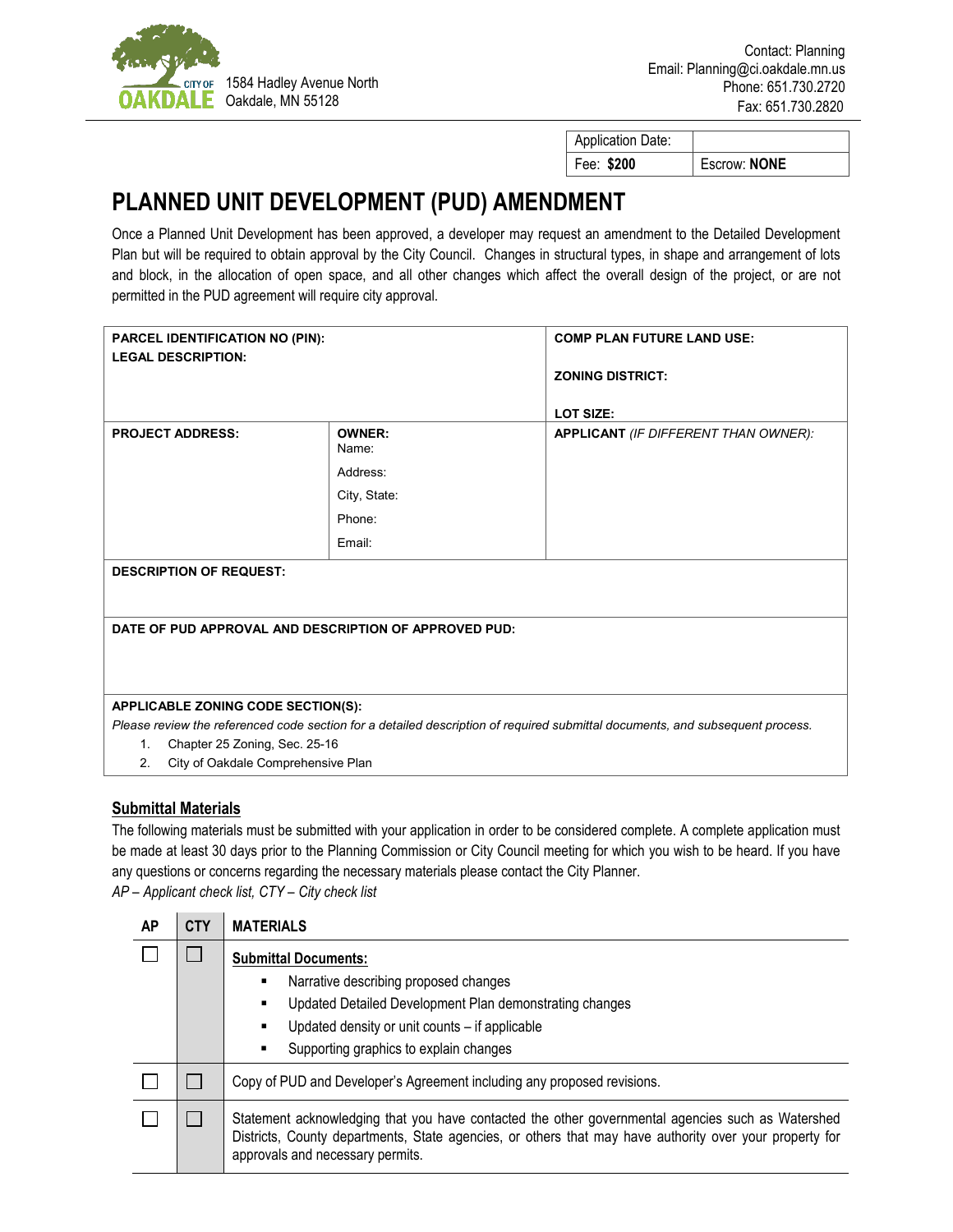CITY OF OAKDALE

1584 Hadley Avenue North
Oakdale, MN 55128

Contact: Planning
Email: Planning@ci.oakdale.mn.us
Phone: 651.730.2720
Fax: 651.730.2820

| Application Date: | |
|---|---|
| Fee: **$200** | Escrow: **NONE** |

# PLANNED UNIT DEVELOPMENT (PUD) AMENDMENT

Once a Planned Unit Development has been approved, a developer may request an amendment to the Detailed Development Plan but will be required to obtain approval by the City Council. Changes in structural types, in shape and arrangement of lots and block, in the allocation of open space, and all other changes which affect the overall design of the project, or are not permitted in the PUD agreement will require city approval.

| **PARCEL IDENTIFICATION NO (PIN):**<br>**LEGAL DESCRIPTION:** | | **COMP PLAN FUTURE LAND USE:**<br>**ZONING DISTRICT:**<br>**LOT SIZE:** |
|---|---|---|
| **PROJECT ADDRESS:** | **OWNER:**<br>Name:<br>Address:<br>City, State:<br>Phone:<br>Email: | **APPLICANT** *(IF DIFFERENT THAN OWNER):* |
| **DESCRIPTION OF REQUEST:** | | |
| **DATE OF PUD APPROVAL AND DESCRIPTION OF APPROVED PUD:** | | |
| **APPLICABLE ZONING CODE SECTION(S):**<br>*Please review the referenced code section for a detailed description of required submittal documents, and subsequent process.*<br>1. Chapter 25 Zoning, Sec. 25-16<br>2. City of Oakdale Comprehensive Plan | | |

## Submittal Materials

The following materials must be submitted with your application in order to be considered complete. A complete application must be made at least 30 days prior to the Planning Commission or City Council meeting for which you wish to be heard. If you have any questions or concerns regarding the necessary materials please contact the City Planner.

*AP – Applicant check list, CTY – City check list*

| AP | CTY | MATERIALS |
|---|---|---|
| ☐ | ☐ | **Submittal Documents:**<br>▪ Narrative describing proposed changes<br>▪ Updated Detailed Development Plan demonstrating changes<br>▪ Updated density or unit counts – if applicable<br>▪ Supporting graphics to explain changes |
| ☐ | ☐ | Copy of PUD and Developer's Agreement including any proposed revisions. |
| ☐ | ☐ | Statement acknowledging that you have contacted the other governmental agencies such as Watershed Districts, County departments, State agencies, or others that may have authority over your property for approvals and necessary permits. |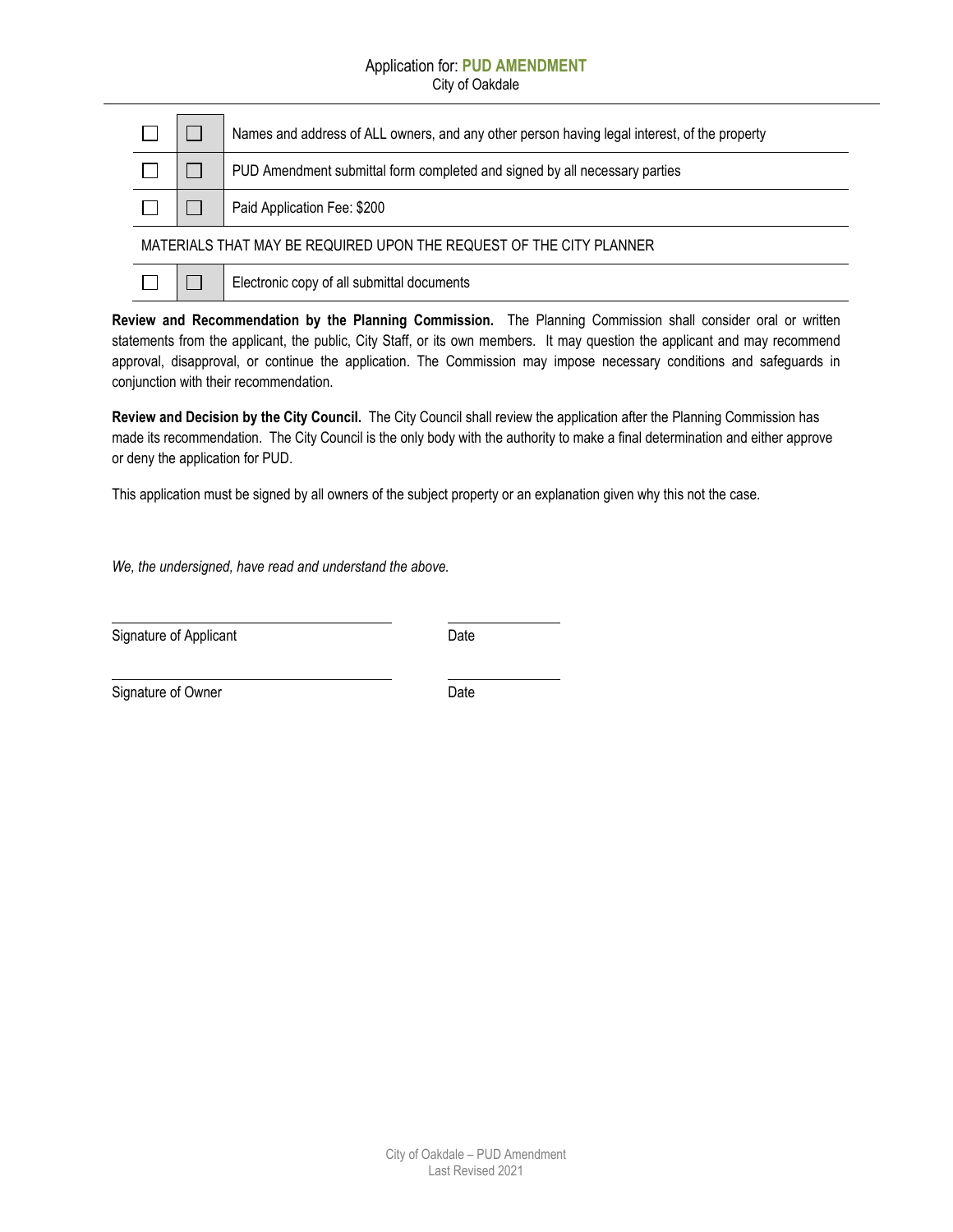Application for: **PUD AMENDMENT**
City of Oakdale

| | | |
|---|---|---|
| ☐ | ☐ | Names and address of ALL owners, and any other person having legal interest, of the property |
| ☐ | ☐ | PUD Amendment submittal form completed and signed by all necessary parties |
| ☐ | ☐ | Paid Application Fee: $200 |
| MATERIALS THAT MAY BE REQUIRED UPON THE REQUEST OF THE CITY PLANNER | | |
| ☐ | ☐ | Electronic copy of all submittal documents |

**Review and Recommendation by the Planning Commission.** The Planning Commission shall consider oral or written statements from the applicant, the public, City Staff, or its own members. It may question the applicant and may recommend approval, disapproval, or continue the application. The Commission may impose necessary conditions and safeguards in conjunction with their recommendation.

**Review and Decision by the City Council.** The City Council shall review the application after the Planning Commission has made its recommendation. The City Council is the only body with the authority to make a final determination and either approve or deny the application for PUD.

This application must be signed by all owners of the subject property or an explanation given why this not the case.

*We, the undersigned, have read and understand the above.*

\_\_\_\_\_\_\_\_\_\_\_\_\_\_\_\_\_\_\_\_\_\_\_\_\_\_\_\_\_\_ \_\_\_\_\_\_\_\_\_\_\_\_
Signature of Applicant Date

\_\_\_\_\_\_\_\_\_\_\_\_\_\_\_\_\_\_\_\_\_\_\_\_\_\_\_\_\_\_ \_\_\_\_\_\_\_\_\_\_\_\_
Signature of Owner Date